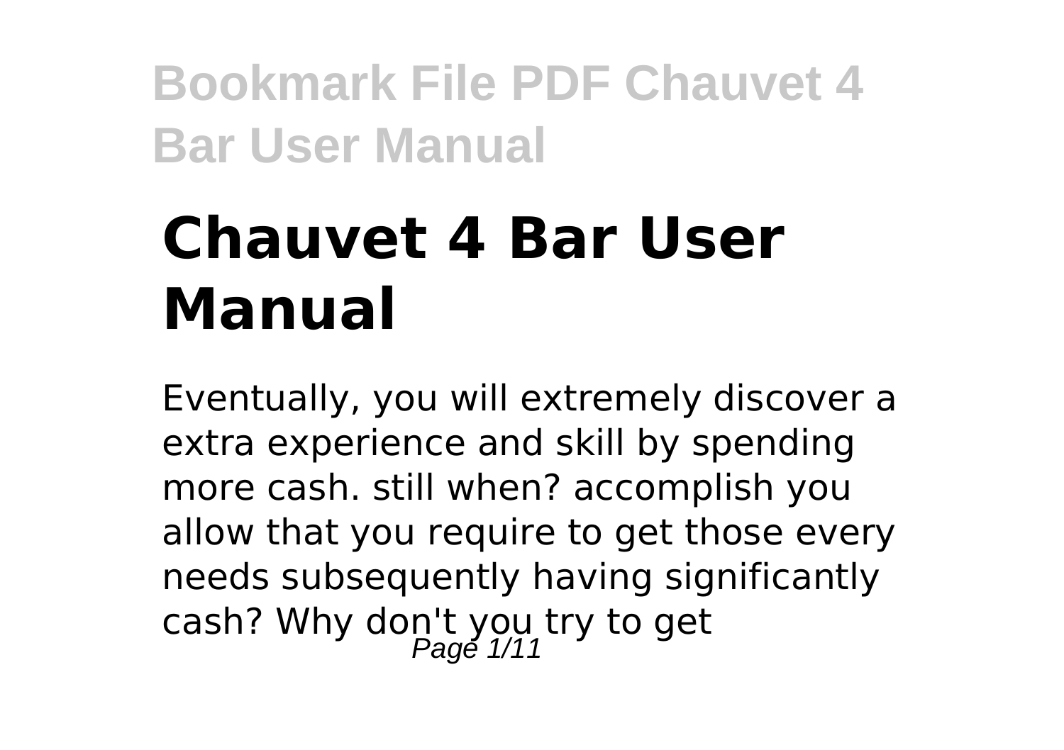# Chauvet 4 Bar User Manual

Eventually, you will extremely discover a extra experience and skill by spending more cash. still when? accomplish you allow that you require to get those every needs subsequently having significantly cash? Why don't you try to get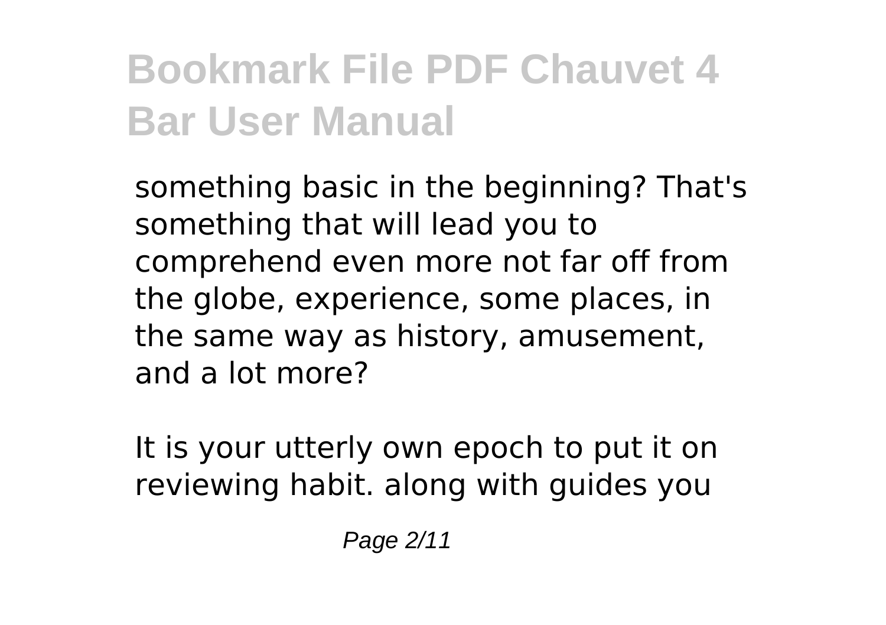something basic in the beginning? That's something that will lead you to comprehend even more not far off from the globe, experience, some places, in the same way as history, amusement, and a lot more?

It is your utterly own epoch to put it on reviewing habit. along with guides you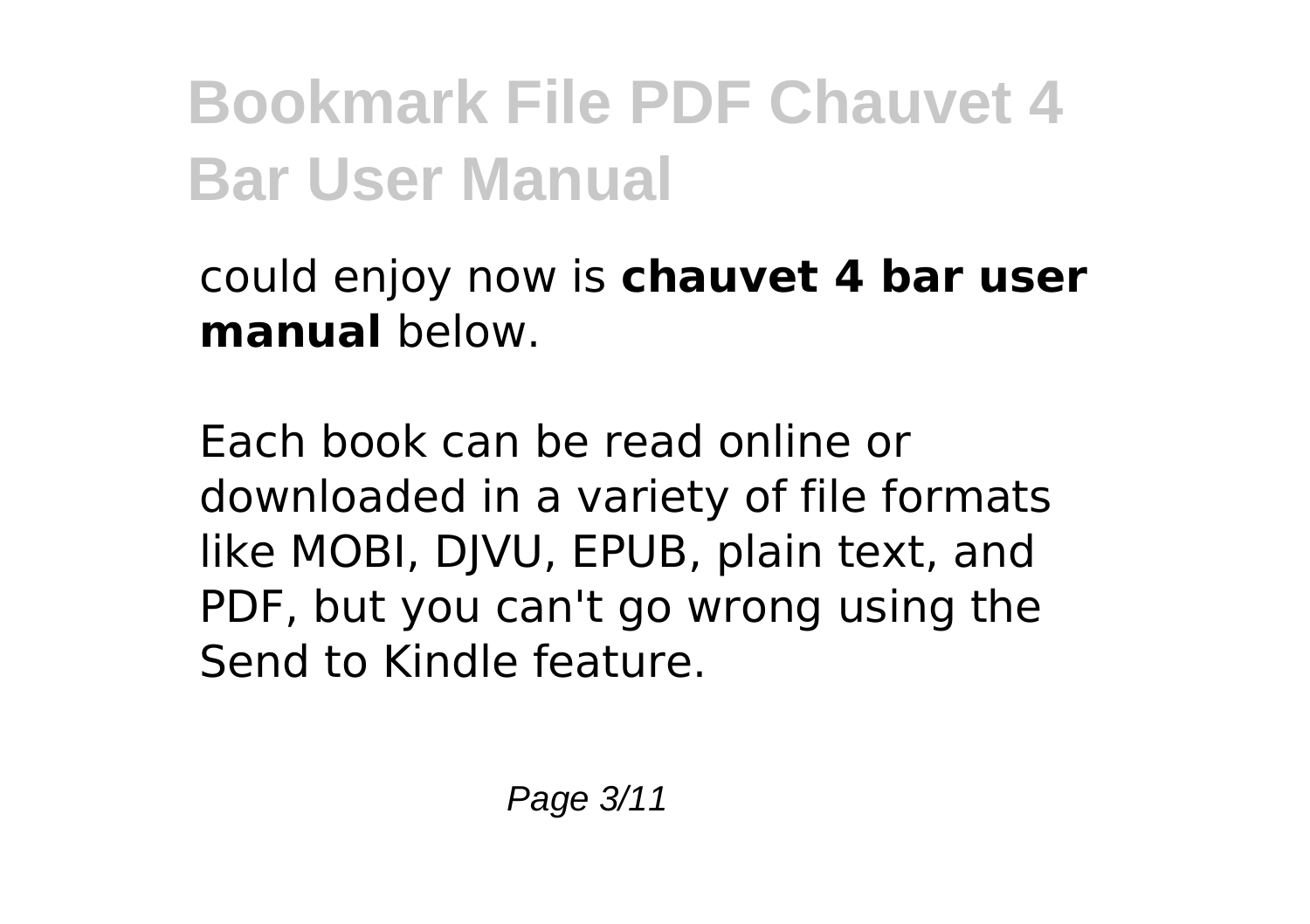could enjoy now is **chauvet 4 bar user manual** below.

Each book can be read online or downloaded in a variety of file formats like MOBI, DJVU, EPUB, plain text, and PDF, but you can't go wrong using the Send to Kindle feature.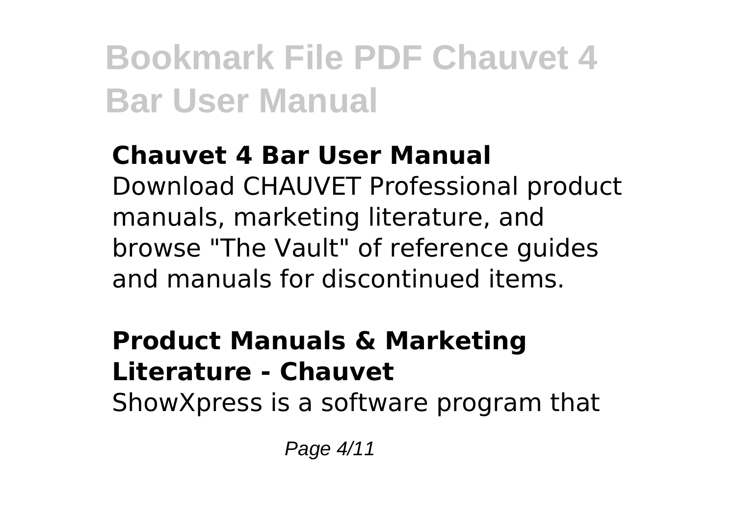### Chauvet 4 Bar User Manual

Download CHAUVET Professional product manuals, marketing literature, and browse "The Vault" of reference guides and manuals for discontinued items.

### Product Manuals & Marketing Literature - Chauvet

ShowXpress is a software program that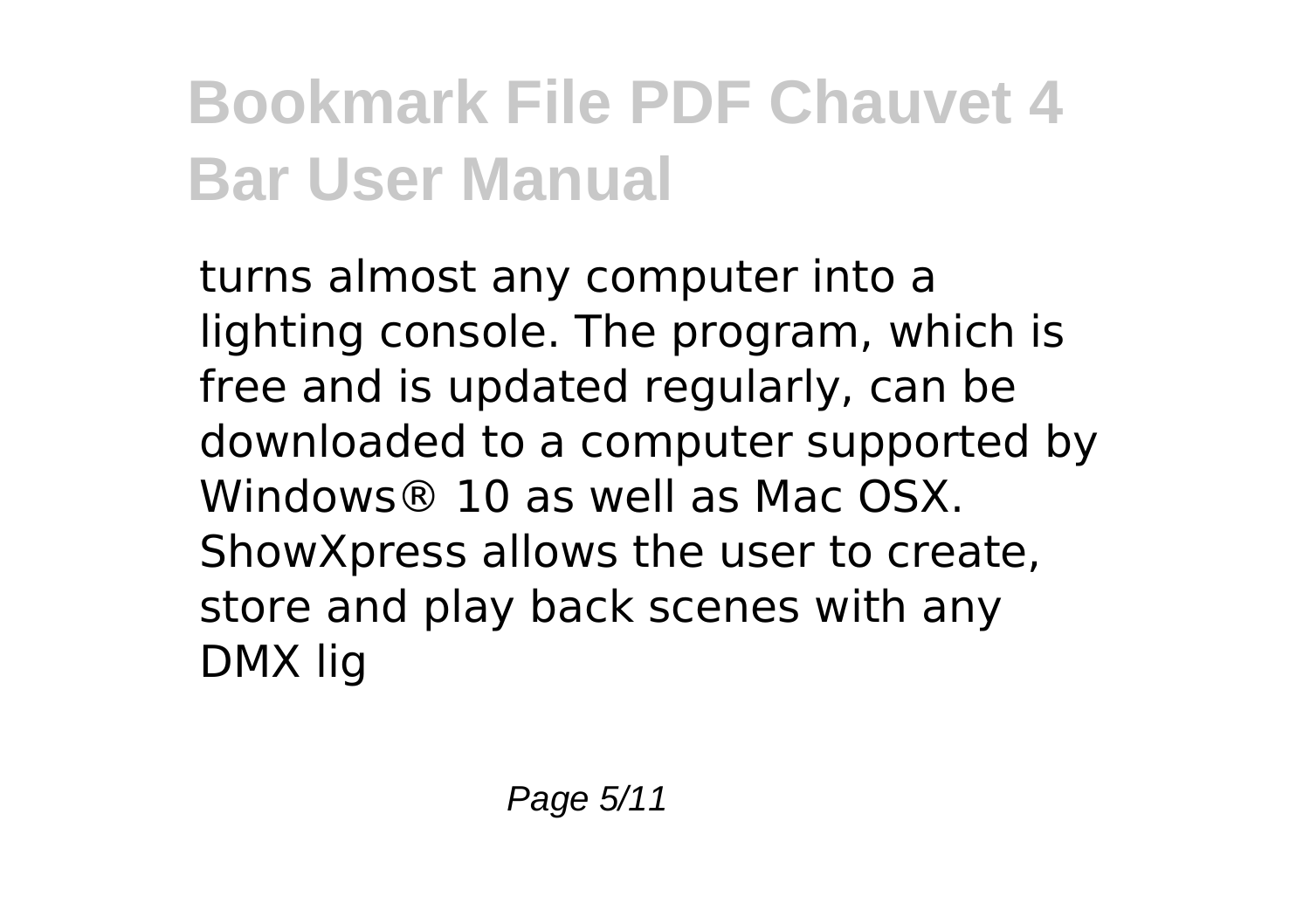turns almost any computer into a lighting console. The program, which is free and is updated regularly, can be downloaded to a computer supported by Windows® 10 as well as Mac OSX. ShowXpress allows the user to create, store and play back scenes with any DMX lig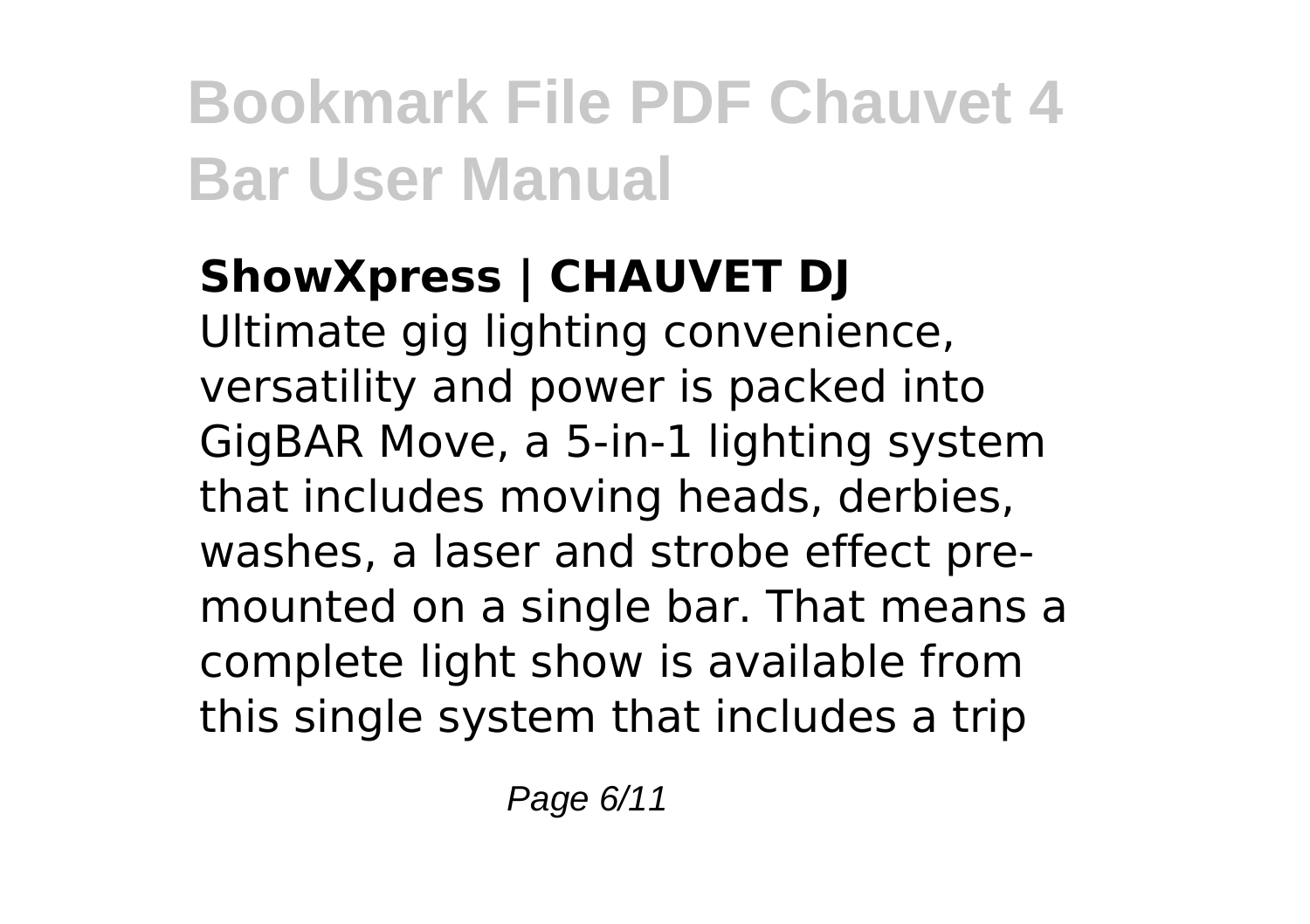**ShowXpress | CHAUVET DJ**
Ultimate gig lighting convenience, versatility and power is packed into GigBAR Move, a 5-in-1 lighting system that includes moving heads, derbies, washes, a laser and strobe effect pre-mounted on a single bar. That means a complete light show is available from this single system that includes a trip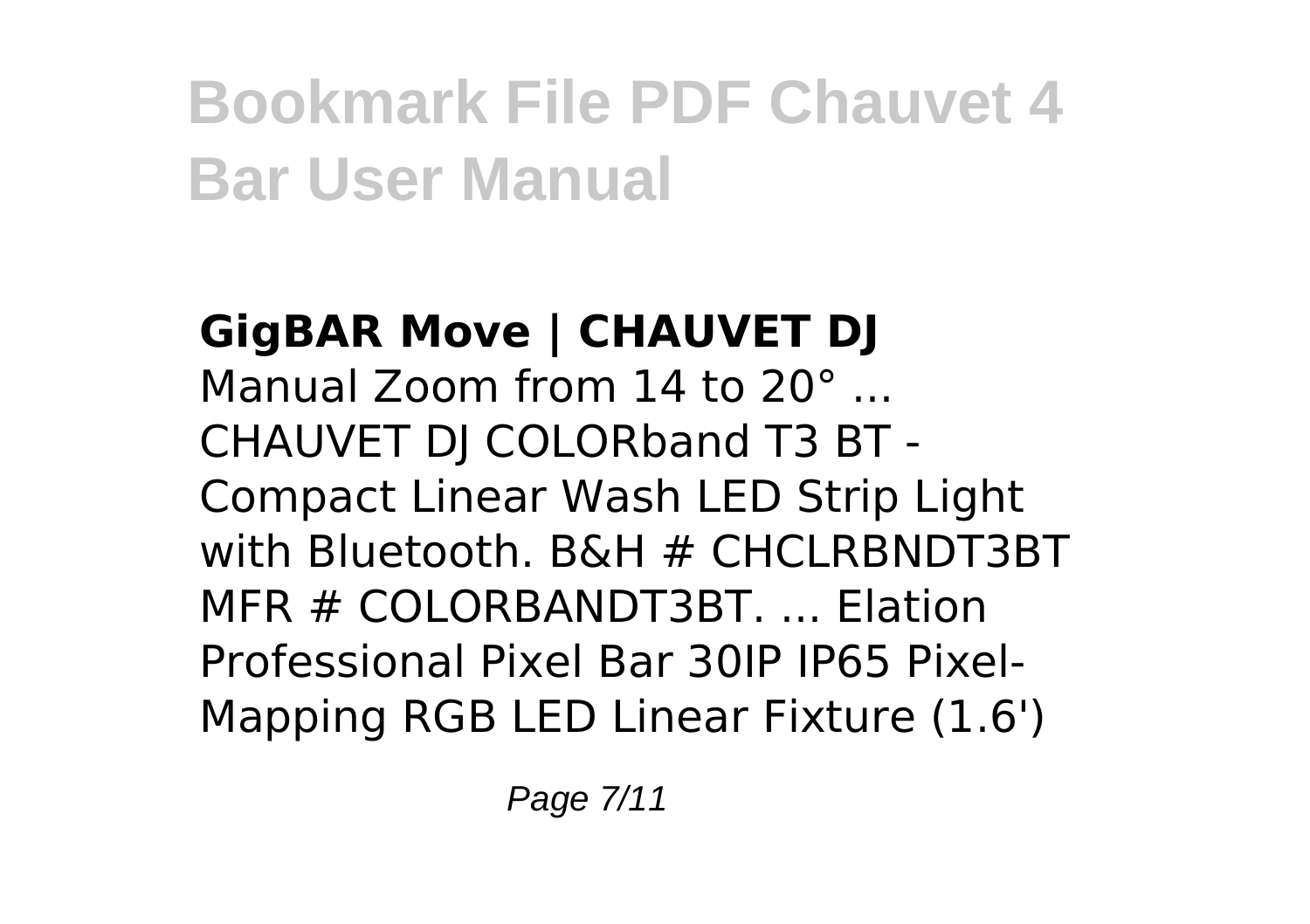**GigBAR Move | CHAUVET DJ**

Manual Zoom from 14 to 20° ... CHAUVET DJ COLORband T3 BT - Compact Linear Wash LED Strip Light with Bluetooth. B&H # CHCLRBNDT3BT MFR # COLORBANDT3BT. ... Elation Professional Pixel Bar 30IP IP65 Pixel-Mapping RGB LED Linear Fixture (1.6')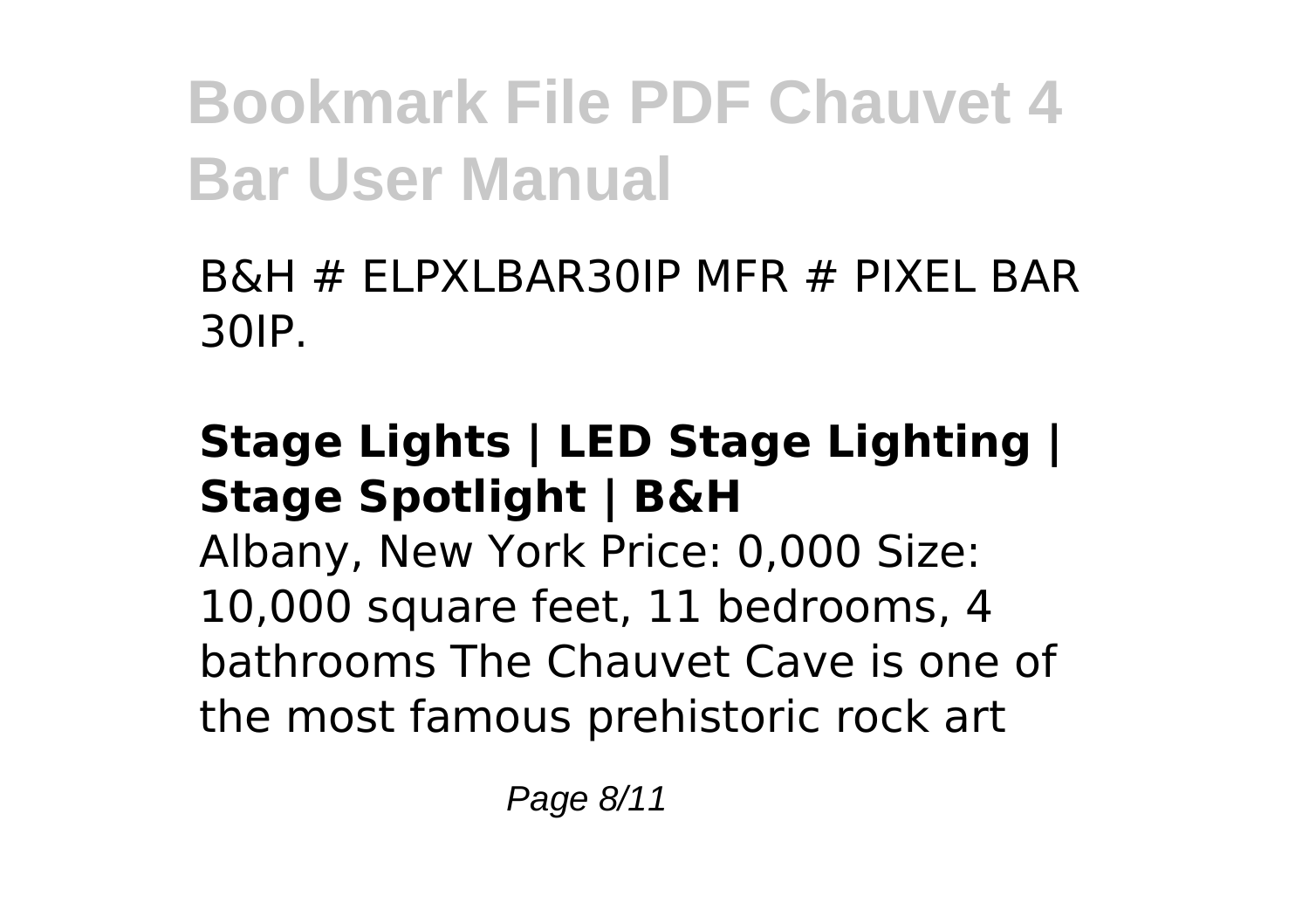B&H # ELPXLBAR30IP MFR # PIXEL BAR 30IP.

## Stage Lights | LED Stage Lighting | Stage Spotlight | B&H

Albany, New York Price: 0,000 Size: 10,000 square feet, 11 bedrooms, 4 bathrooms The Chauvet Cave is one of the most famous prehistoric rock art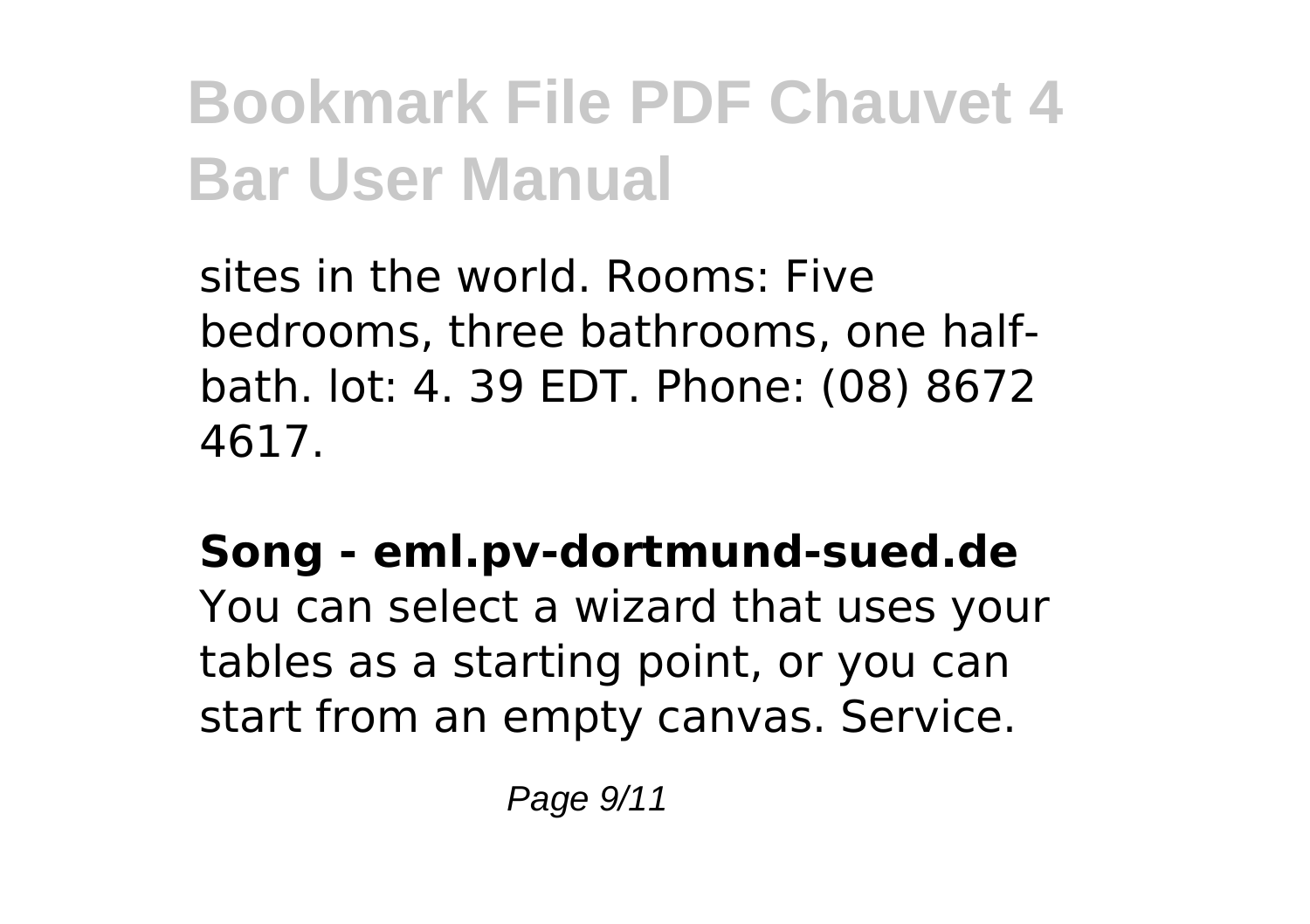sites in the world. Rooms: Five bedrooms, three bathrooms, one half-bath. lot: 4. 39 EDT. Phone: (08) 8672 4617.

**Song - eml.pv-dortmund-sued.de**

You can select a wizard that uses your tables as a starting point, or you can start from an empty canvas. Service.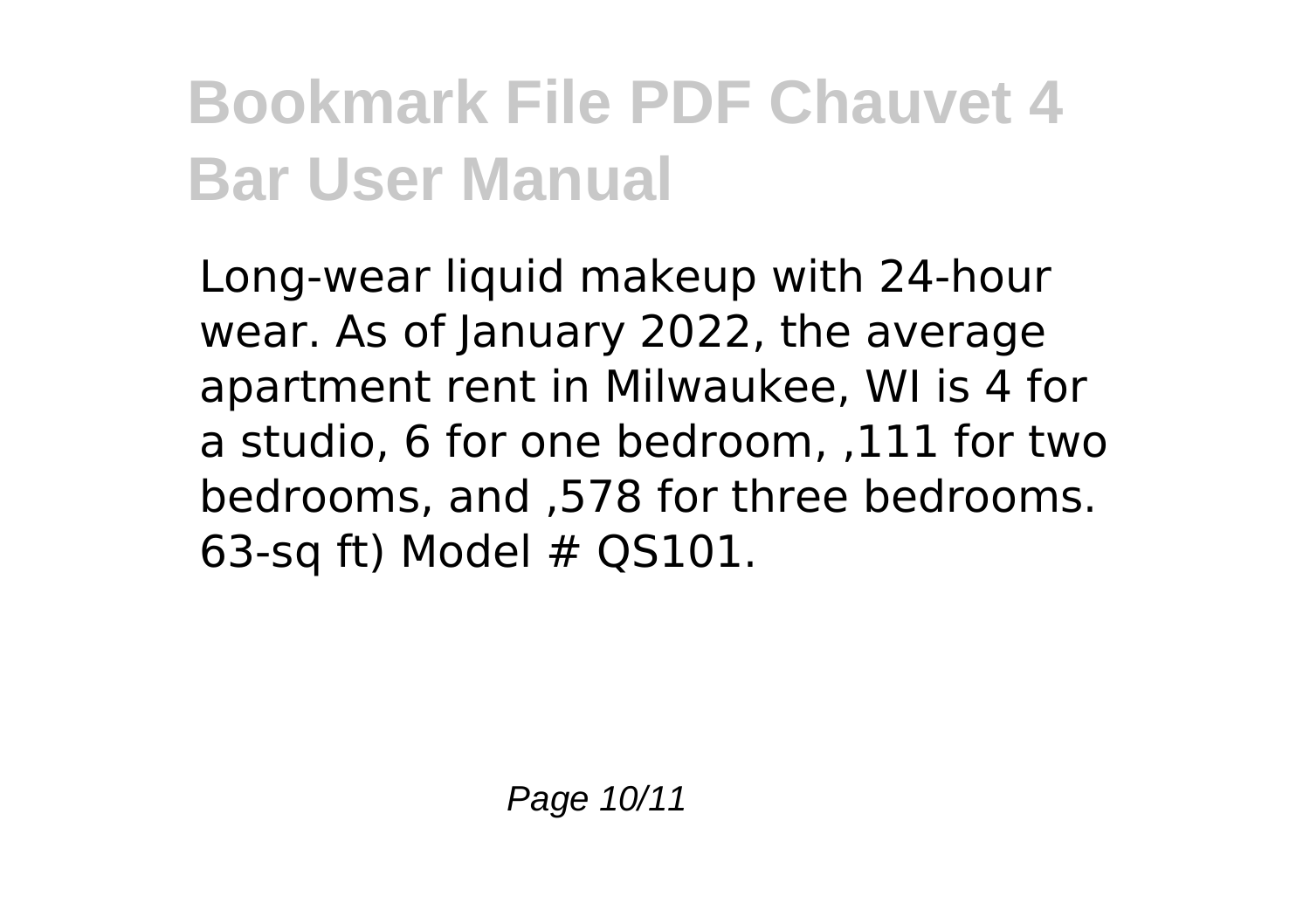# Bookmark File PDF Chauvet 4 Bar User Manual

Long-wear liquid makeup with 24-hour wear. As of January 2022, the average apartment rent in Milwaukee, WI is 4 for a studio, 6 for one bedroom, ,111 for two bedrooms, and ,578 for three bedrooms. 63-sq ft) Model # QS101.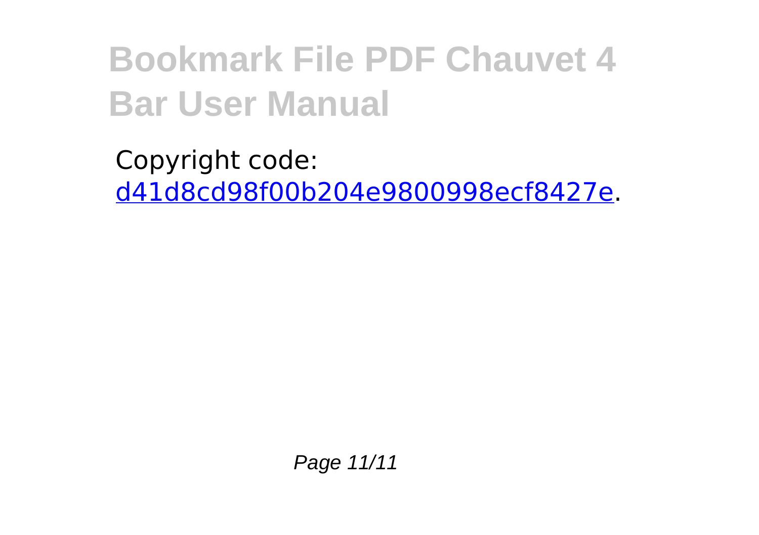Copyright code: d41d8cd98f00b204e9800998ecf8427e.